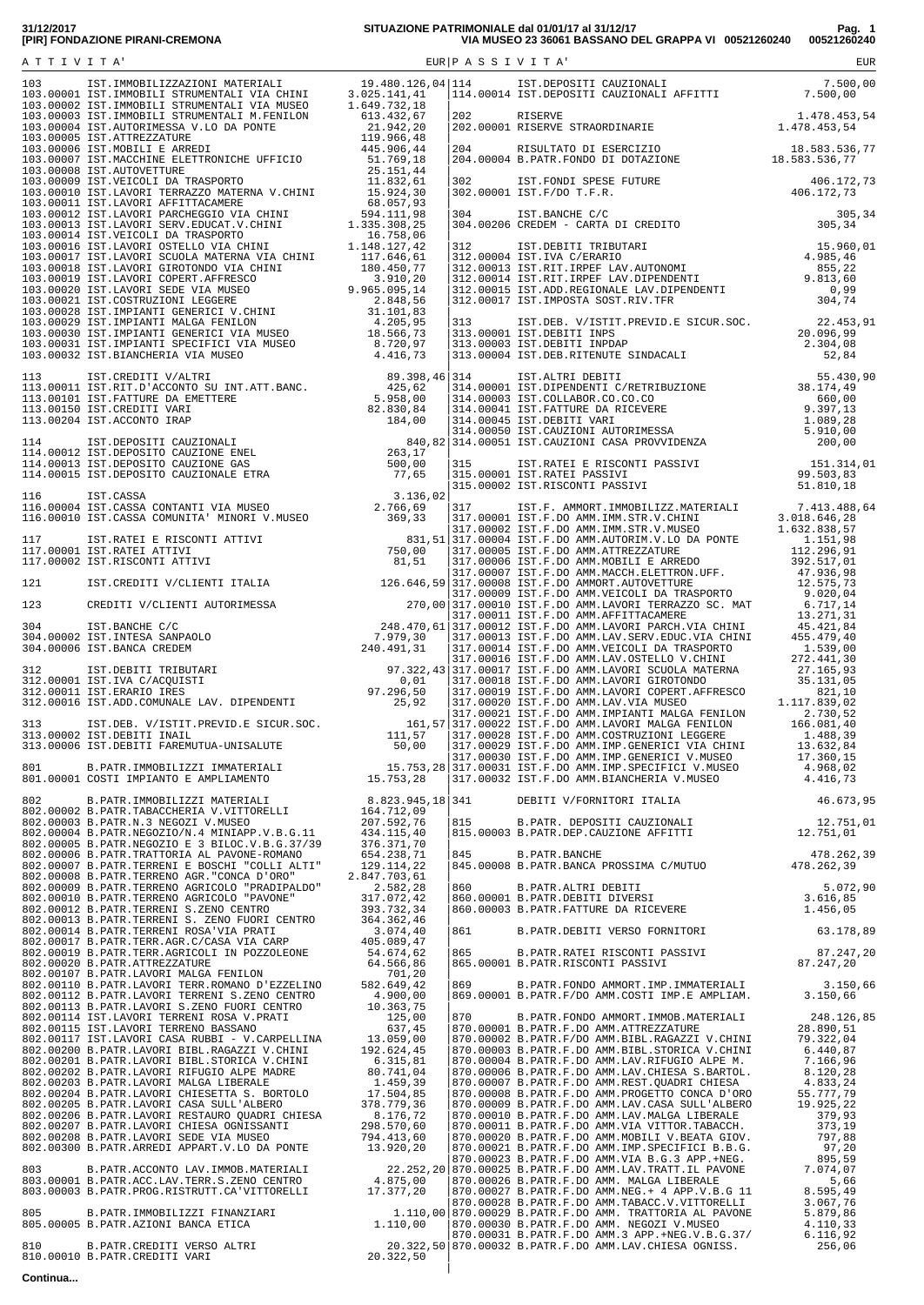**31/12/2017**
**[PIR] FONDAZIONE PIRANI-CREMONA**

**SITUAZIONE PATRIMONIALE dal 01/01/17 al 31/12/17**
**VIA MUSEO 23 36061 BASSANO DEL GRAPPA VI 00521260240 00521260240**

| A T T I V I T A' | | EUR | P A S S I V I T A' | | EUR |
|---|---|---|---|---|---|
| 103 | IST.IMMOBILIZZAZIONI MATERIALI | 19.480.126,04 | 114 | IST.DEPOSITI CAUZIONALI | 7.500,00 |
| 103.00001 | IST.IMMOBILI STRUMENTALI VIA CHINI | 3.025.141,41 | 114.00014 | IST.DEPOSITI CAUZIONALI AFFITTI | 7.500,00 |
| 103.00002 | IST.IMMOBILI STRUMENTALI VIA MUSEO | 1.649.732,18 | | | |
| 103.00003 | IST.IMMOBILI STRUMENTALI M.FENILON | 613.432,67 | 202 | RISERVE | 1.478.453,54 |
| 103.00004 | IST.AUTORIMESSA V.LO DA PONTE | 21.942,20 | 202.00001 | RISERVE STRAORDINARIE | 1.478.453,54 |
| 103.00005 | IST.ATTREZZATURE | 119.966,48 | | | |
| 103.00006 | IST.MOBILI E ARREDI | 445.906,44 | 204 | RISULTATO DI ESERCIZIO | 18.583.536,77 |
| 103.00007 | IST.MACCHINE ELETTRONICHE UFFICIO | 51.769,18 | 204.00004 | B.PATR.FONDO DI DOTAZIONE | 18.583.536,77 |
| 103.00008 | IST.AUTOVETTURE | 25.151,44 | | | |
| 103.00009 | IST.VEICOLI DA TRASPORTO | 11.832,61 | 302 | IST.FONDI SPESE FUTURE | 406.172,73 |
| 103.00010 | IST.LAVORI TERRAZZO MATERNA V.CHINI | 15.924,30 | 302.00001 | IST.F/DO T.F.R. | 406.172,73 |
| 103.00011 | IST.LAVORI AFFITTACAMERE | 68.057,93 | | | |
| 103.00012 | IST.LAVORI PARCHEGGIO VIA CHINI | 594.111,98 | 304 | IST.BANCHE C/C | 305,34 |
| 103.00013 | IST.LAVORI SERV.EDUCAT.V.CHINI | 1.335.308,25 | 304.00206 | CREDEM - CARTA DI CREDITO | 305,34 |
| 103.00014 | IST.VEICOLI DA TRASPORTO | 16.758,06 | | | |
| 103.00016 | IST.LAVORI OSTELLO VIA CHINI | 1.148.127,42 | 312 | IST.DEBITI TRIBUTARI | 15.960,01 |
| 103.00017 | IST.LAVORI SCUOLA MATERNA VIA CHINI | 117.646,61 | 312.00004 | IST.IVA C/ERARIO | 4.985,46 |
| 103.00018 | IST.LAVORI GIROTONDO VIA CHINI | 180.450,77 | 312.00013 | IST.RIT.IRPEF LAV.AUTONOMI | 855,22 |
| 103.00019 | IST.LAVORI COPERT.AFFRESCO | 3.910,20 | 312.00014 | IST.RIT.IRPEF LAV.DIPENDENTI | 9.813,60 |
| 103.00020 | IST.LAVORI SEDE VIA MUSEO | 9.965.095,14 | 312.00015 | IST.ADD.REGIONALE LAV.DIPENDENTI | 0,99 |
| 103.00021 | IST.COSTRUZIONI LEGGERE | 2.848,56 | 312.00017 | IST.IMPOSTA SOST.RIV.TFR | 304,74 |
| 103.00028 | IST.IMPIANTI GENERICI V.CHINI | 31.101,83 | | | |
| 103.00029 | IST.IMPIANTI MALGA FENILON | 4.205,95 | 313 | IST.DEB. V/ISTIT.PREVID.E SICUR.SOC. | 22.453,91 |
| 103.00030 | IST.IMPIANTI GENERICI VIA MUSEO | 18.566,73 | 313.00001 | IST.DEBITI INPS | 20.096,99 |
| 103.00031 | IST.IMPIANTI SPECIFICI VIA MUSEO | 8.720,97 | 313.00003 | IST.DEBITI INPDAP | 2.304,08 |
| 103.00032 | IST.BIANCHERIA VIA MUSEO | 4.416,73 | 313.00004 | IST.DEB.RITENUTE SINDACALI | 52,84 |
| | | | | | |
| 113 | IST.CREDITI V/ALTRI | 89.398,46 | 314 | IST.ALTRI DEBITI | 55.430,90 |
| 113.00011 | IST.RIT.D'ACCONTO SU INT.ATT.BANC. | 425,62 | 314.00001 | IST.DIPENDENTI C/RETRIBUZIONE | 38.174,49 |
| 113.00101 | IST.FATTURE DA EMETTERE | 5.958,00 | 314.00003 | IST.COLLABOR.CO.CO.CO | 660,00 |
| 113.00150 | IST.CREDITI VARI | 82.830,84 | 314.00041 | IST.FATTURE DA RICEVERE | 9.397,13 |
| 113.00204 | IST.ACCONTO IRAP | 184,00 | 314.00045 | IST.DEBITI VARI | 1.089,28 |
| | | | 314.00050 | IST.CAUZIONI AUTORIMESSA | 5.910,00 |
| 114 | IST.DEPOSITI CAUZIONALI | 840,82 | 314.00051 | IST.CAUZIONI CASA PROVVIDENZA | 200,00 |
| 114.00012 | IST.DEPOSITO CAUZIONE ENEL | 263,17 | | | |
| 114.00013 | IST.DEPOSITO CAUZIONE GAS | 500,00 | 315 | IST.RATEI E RISCONTI PASSIVI | 151.314,01 |
| 114.00015 | IST.DEPOSITO CAUZIONALE ETRA | 77,65 | 315.00001 | IST.RATEI PASSIVI | 99.503,83 |
| | | | 315.00002 | IST.RISCONTI PASSIVI | 51.810,18 |
| 116 | IST.CASSA | 3.136,02 | | | |
| 116.00004 | IST.CASSA CONTANTI VIA MUSEO | 2.766,69 | 317 | IST.F. AMMORT.IMMOBILIZZ.MATERIALI | 7.413.488,64 |
| 116.00010 | IST.CASSA COMUNITA' MINORI V.MUSEO | 369,33 | 317.00001 | IST.F.DO AMM.IMM.STR.V.CHINI | 3.018.646,28 |
| | | | 317.00002 | IST.F.DO AMM.IMM.STR.V.MUSEO | 1.632.838,57 |
| 117 | IST.RATEI E RISCONTI ATTIVI | 831,51 | 317.00004 | IST.F.DO AMM.AUTORIM.V.LO DA PONTE | 1.151,98 |
| 117.00001 | IST.RATEI ATTIVI | 750,00 | 317.00005 | IST.F.DO AMM.ATTREZZATURE | 112.296,91 |
| 117.00002 | IST.RISCONTI ATTIVI | 81,51 | 317.00006 | IST.F.DO AMM.MOBILI E ARREDO | 392.517,01 |
| | | | 317.00007 | IST.F.DO AMM.MACCH.ELETTRON.UFF. | 47.936,98 |
| 121 | IST.CREDITI V/CLIENTI ITALIA | 126.646,59 | 317.00008 | IST.F.DO AMMORT.AUTOVETTURE | 12.575,73 |
| | | | 317.00009 | IST.F.DO AMM.VEICOLI DA TRASPORTO | 9.020,04 |
| 123 | CREDITI V/CLIENTI AUTORIMESSA | 270,00 | 317.00010 | IST.F.DO AMM.LAVORI TERRAZZO SC. MAT | 6.717,14 |
| | | | 317.00011 | IST.F.DO AMM.AFFITTACAMERE | 13.271,31 |
| 304 | IST.BANCHE C/C | 248.470,61 | 317.00012 | IST.F.DO AMM.LAVORI PARCH.VIA CHINI | 45.421,84 |
| 304.00002 | IST.INTESA SANPAOLO | 7.979,30 | 317.00013 | IST.F.DO AMM.LAV.SERV.EDUC.VIA CHINI | 455.479,40 |
| 304.00006 | IST.BANCA CREDEM | 240.491,31 | 317.00014 | IST.F.DO AMM.VEICOLI DA TRASPORTO | 1.539,00 |
| | | | 317.00016 | IST.F.DO AMM.LAV.OSTELLO V.CHINI | 272.441,30 |
| 312 | IST.DEBITI TRIBUTARI | 97.322,43 | 317.00017 | IST.F.DO AMM.LAVORI SCUOLA MATERNA | 27.165,93 |
| 312.00001 | IST.IVA C/ACQUISTI | 0,01 | 317.00018 | IST.F.DO AMM.LAVORI GIROTONDO | 35.131,05 |
| 312.00011 | IST.ERARIO IRES | 97.296,50 | 317.00019 | IST.F.DO AMM.LAVORI COPERT.AFFRESCO | 821,10 |
| 312.00016 | IST.ADD.COMUNALE LAV. DIPENDENTI | 25,92 | 317.00020 | IST.F.DO AMM.LAV.VIA MUSEO | 1.117.839,02 |
| | | | 317.00021 | IST.F.DO AMM.IMPIANTI MALGA FENILON | 2.730,52 |
| 313 | IST.DEB. V/ISTIT.PREVID.E SICUR.SOC. | 161,57 | 317.00022 | IST.F.DO AMM.LAVORI MALGA FENILON | 166.081,40 |
| 313.00002 | IST.DEBITI INAIL | 111,57 | 317.00028 | IST.F.DO AMM.COSTRUZIONI LEGGERE | 1.488,39 |
| 313.00006 | IST.DEBITI FAREMUTUA-UNISALUTE | 50,00 | 317.00029 | IST.F.DO AMM.IMP.GENERICI VIA CHINI | 13.632,84 |
| | | | 317.00030 | IST.F.DO AMM.IMP.GENERICI V.MUSEO | 17.360,15 |
| 801 | B.PATR.IMMOBILIZZI IMMATERIALI | 15.753,28 | 317.00031 | IST.F.DO AMM.IMP.SPECIFICI V.MUSEO | 4.968,02 |
| 801.00001 | COSTI IMPIANTO E AMPLIAMENTO | 15.753,28 | 317.00032 | IST.F.DO AMM.BIANCHERIA V.MUSEO | 4.416,73 |
| | | | | | |
| 802 | B.PATR.IMMOBILIZZI MATERIALI | 8.823.945,18 | 341 | DEBITI V/FORNITORI ITALIA | 46.673,95 |
| 802.00002 | B.PATR.TABACCHERIA V.VITTORELLI | 164.712,09 | | | |
| 802.00003 | B.PATR.N.3 NEGOZI V.MUSEO | 207.592,76 | 815 | B.PATR. DEPOSITI CAUZIONALI | 12.751,01 |
| 802.00004 | B.PATR.NEGOZIO/N.4 MINIAPP.V.B.G.11 | 434.115,40 | 815.00003 | B.PATR.DEP.CAUZIONE AFFITTI | 12.751,01 |
| 802.00005 | B.PATR.NEGOZIO E 3 BILOC.V.B.G.37/39 | 376.371,70 | | | |
| 802.00006 | B.PATR.TRATTORIA AL PAVONE-ROMANO | 654.238,71 | 845 | B.PATR.BANCHE | 478.262,39 |
| 802.00007 | B.PATR.TERRENI E BOSCHI "COLLI ALTI" | 129.114,22 | 845.00008 | B.PATR.BANCA PROSSIMA C/MUTUO | 478.262,39 |
| 802.00008 | B.PATR.TERRENO AGR."CONCA D'ORO" | 2.847.703,61 | | | |
| 802.00009 | B.PATR.TERRENO AGRICOLO "PRADIPALDO" | 2.582,28 | 860 | B.PATR.ALTRI DEBITI | 5.072,90 |
| 802.00010 | B.PATR.TERRENO AGRICOLO "PAVONE" | 317.072,42 | 860.00001 | B.PATR.DEBITI DIVERSI | 3.616,85 |
| 802.00012 | B.PATR.TERRENI S.ZENO CENTRO | 393.732,34 | 860.00003 | B.PATR.FATTURE DA RICEVERE | 1.456,05 |
| 802.00013 | B.PATR.TERRENI S. ZENO FUORI CENTRO | 364.362,46 | | | |
| 802.00014 | B.PATR.TERRENI ROSA'VIA PRATI | 3.074,40 | 861 | B.PATR.DEBITI VERSO FORNITORI | 63.178,89 |
| 802.00017 | B.PATR.TERR.AGR.C/CASA VIA CARP | 405.089,47 | | | |
| 802.00019 | B.PATR.TERR.AGRICOLI IN POZZOLEONE | 54.674,62 | 865 | B.PATR.RATEI RISCONTI PASSIVI | 87.247,20 |
| 802.00020 | B.PATR.ATTREZZATURE | 64.566,86 | 865.00001 | B.PATR.RISCONTI PASSIVI | 87.247,20 |
| 802.00107 | B.PATR.LAVORI MALGA FENILON | 701,20 | | | |
| 802.00110 | B.PATR.LAVORI TERR.ROMANO D'EZZELINO | 582.649,42 | 869 | B.PATR.FONDO AMMORT.IMP.IMMATERIALI | 3.150,66 |
| 802.00112 | B.PATR.LAVORI TERRENI S.ZENO CENTRO | 4.900,00 | 869.00001 | B.PATR.F/DO AMM.COSTI IMP.E AMPLIAM. | 3.150,66 |
| 802.00113 | B.PATR.LAVORI S.ZENO FUORI CENTRO | 10.363,75 | | | |
| 802.00114 | IST.LAVORI TERRENI ROSA V.PRATI | 125,00 | 870 | B.PATR.FONDO AMMORT.IMMOB.MATERIALI | 248.126,85 |
| 802.00115 | IST.LAVORI TERRENO BASSANO | 637,45 | 870.00001 | B.PATR.F.DO AMM.ATTREZZATURE | 28.890,51 |
| 802.00117 | IST.LAVORI CASA RUBBI - V.CARPELLINA | 13.059,00 | 870.00002 | B.PATR.F/DO AMM.BIBL.RAGAZZI V.CHINI | 79.322,04 |
| 802.00200 | B.PATR.LAVORI BIBL.RAGAZZI V.CHINI | 192.624,45 | 870.00003 | B.PATR.F.DO AMM.BIBL.STORICA V.CHINI | 6.440,87 |
| 802.00201 | B.PATR.LAVORI BIBL.STORICA V.CHINI | 6.315,81 | 870.00004 | B.PATR.F.DO AMM.LAV.RIFUGIO ALPE M. | 7.166,96 |
| 802.00202 | B.PATR.LAVORI RIFUGIO ALPE MADRE | 80.741,04 | 870.00006 | B.PATR.F.DO AMM.LAV.CHIESA S.BARTOL. | 8.120,28 |
| 802.00203 | B.PATR.LAVORI MALGA LIBERALE | 1.459,39 | 870.00007 | B.PATR.F.DO AMM.REST.QUADRI CHIESA | 4.833,24 |
| 802.00204 | B.PATR.LAVORI CHIESETTA S. BORTOLO | 17.504,85 | 870.00008 | B.PATR.F.DO AMM.PROGETTO CONCA D'ORO | 55.777,79 |
| 802.00205 | B.PATR.LAVORI CASA SULL'ALBERO | 378.779,36 | 870.00009 | B.PATR.F.DO AMM.LAV.CASA SULL'ALBERO | 19.925,22 |
| 802.00206 | B.PATR.LAVORI RESTAURO QUADRI CHIESA | 8.176,72 | 870.00010 | B.PATR.F.DO AMM.LAV.MALGA LIBERALE | 379,93 |
| 802.00207 | B.PATR.LAVORI CHIESA OGNISSANTI | 298.570,60 | 870.00011 | B.PATR.F.DO AMM.VIA VITTOR.TABACCH. | 373,19 |
| 802.00208 | B.PATR.LAVORI SEDE VIA MUSEO | 794.413,60 | 870.00020 | B.PATR.F.DO AMM.MOBILI V.BEATA GIOV. | 797,88 |
| 802.00300 | B.PATR.ARREDI APPART.V.LO DA PONTE | 13.920,20 | 870.00021 | B.PATR.F.DO AMM.IMP.SPECIFICI B.B.G. | 97,20 |
| | | | 870.00023 | B.PATR.F.DO AMM.VIA B.G.3 APP.+NEG. | 895,59 |
| 803 | B.PATR.ACCONTO LAV.IMMOB.MATERIALI | 22.252,20 | 870.00025 | B.PATR.F.DO AMM.LAV.TRATT.IL PAVONE | 7.074,07 |
| 803.00001 | B.PATR.ACC.LAV.TERR.S.ZENO CENTRO | 4.875,00 | 870.00026 | B.PATR.F.DO AMM. MALGA LIBERALE | 5,66 |
| 803.00003 | B.PATR.PROG.RISTRUTT.CA'VITTORELLI | 17.377,20 | 870.00027 | B.PATR.F.DO AMM.NEG.+ 4 APP.V.B.G 11 | 8.595,49 |
| | | | 870.00028 | B.PATR.F.DO AMM.TABACC.V.VITTORELLI | 3.067,76 |
| 805 | B.PATR.IMMOBILIZZI FINANZIARI | 1.110,00 | 870.00029 | B.PATR.F.DO AMM. TRATTORIA AL PAVONE | 5.879,86 |
| 805.00005 | B.PATR.AZIONI BANCA ETICA | 1.110,00 | 870.00030 | B.PATR.F.DO AMM. NEGOZI V.MUSEO | 4.110,33 |
| | | | 870.00031 | B.PATR.F.DO AMM.3 APP.+NEG.V.B.G.37/ | 6.116,92 |
| 810 | B.PATR.CREDITI VERSO ALTRI | 20.322,50 | 870.00032 | B.PATR.F.DO AMM.LAV.CHIESA OGNISS. | 256,06 |
| 810.00010 | B.PATR.CREDITI VARI | 20.322,50 | | | |

**Continua...**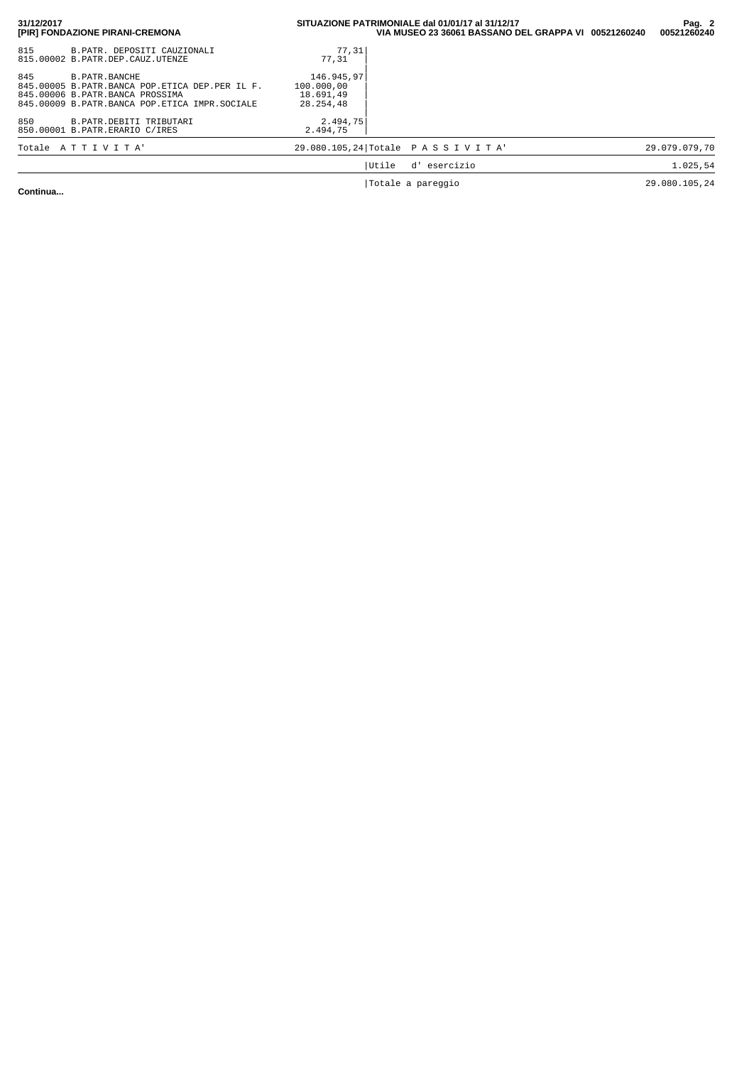| Conto | Descrizione | Importo | Descrizione | Importo |
|---|---|---|---|---|
| 815 | B.PATR. DEPOSITI CAUZIONALI | 77,31 | | |
| 815.00002 | B.PATR.DEP.CAUZ.UTENZE | 77,31 | | |
| 845 | B.PATR.BANCHE | 146.945,97 | | |
| 845.00005 | B.PATR.BANCA POP.ETICA DEP.PER IL F. | 100.000,00 | | |
| 845.00006 | B.PATR.BANCA PROSSIMA | 18.691,49 | | |
| 845.00009 | B.PATR.BANCA POP.ETICA IMPR.SOCIALE | 28.254,48 | | |
| 850 | B.PATR.DEBITI TRIBUTARI | 2.494,75 | | |
| 850.00001 | B.PATR.ERARIO C/IRES | 2.494,75 | | |
| | Totale A T T I V I T A' | 29.080.105,24 | Totale P A S S I V I T A' | 29.079.079,70 |
| | | | Utile d' esercizio | 1.025,54 |
| | | | Totale a pareggio | 29.080.105,24 |

**Continua...**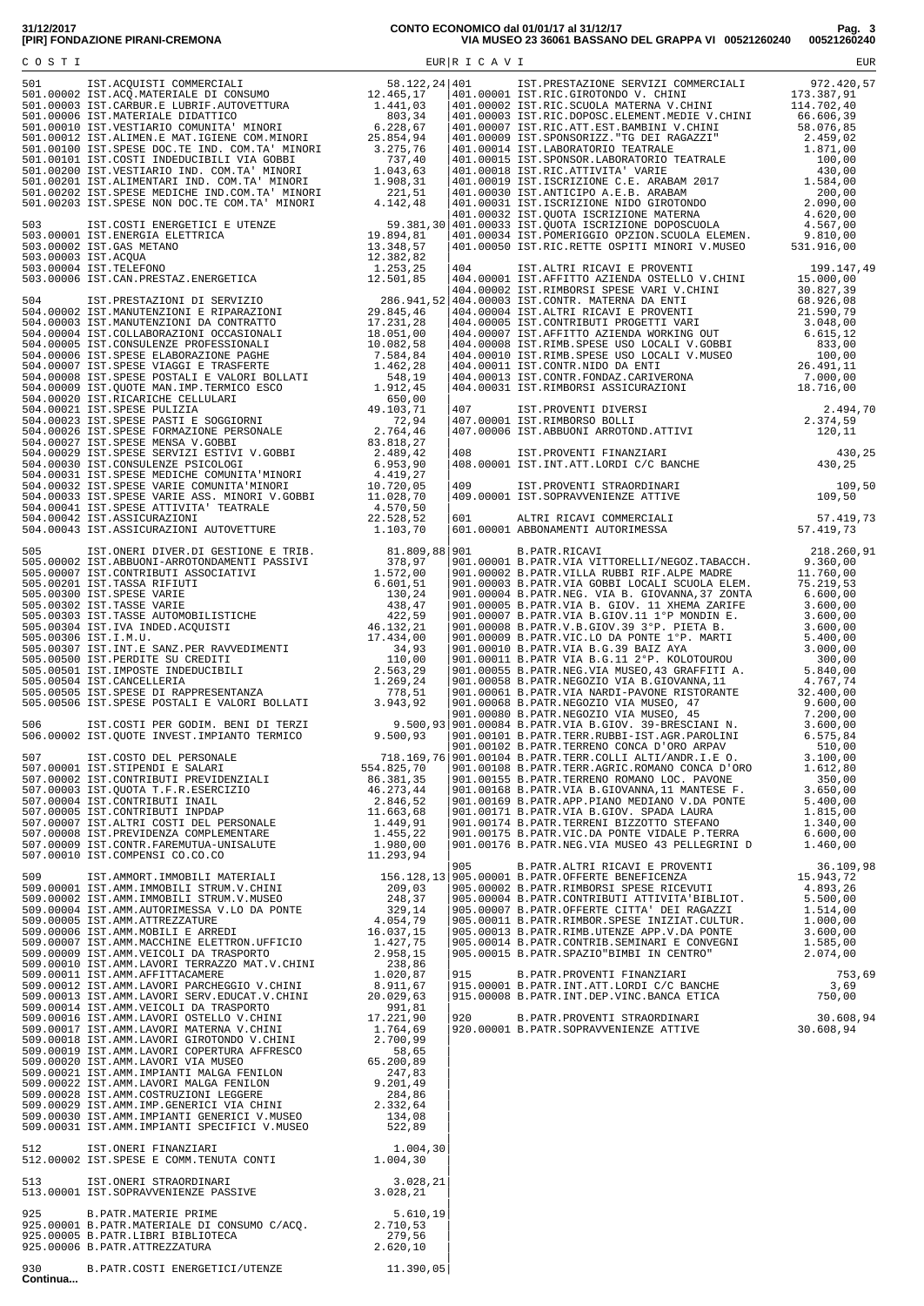**31/12/2017**
**[PIR] FONDAZIONE PIRANI-CREMONA**

**CONTO ECONOMICO dal 01/01/17 al 31/12/17**
**VIA MUSEO 23 36061 BASSANO DEL GRAPPA VI 00521260240**

| COSTI | | EUR | RICAVI | | EUR |
|---|---|---|---|---|---|
| 501 | IST.ACQUISTI COMMERCIALI | 58.122,24 | 401 | IST.PRESTAZIONE SERVIZI COMMERCIALI | 972.420,57 |
| 501.00002 | IST.ACQ.MATERIALE DI CONSUMO | 12.465,17 | 401.00001 | IST.RIC.GIROTONDO V. CHINI | 173.387,91 |
| 501.00003 | IST.CARBUR.E LUBRIF.AUTOVETTURA | 1.441,03 | 401.00002 | IST.RIC.SCUOLA MATERNA V.CHINI | 114.702,40 |
| 501.00006 | IST.MATERIALE DIDATTICO | 803,34 | 401.00003 | IST.RIC.DOPOSC.ELEMENT.MEDIE V.CHINI | 66.606,39 |
| 501.00010 | IST.VESTIARIO COMUNITA' MINORI | 6.228,67 | 401.00007 | IST.RIC.ATT.EST.BAMBINI V.CHINI | 58.076,85 |
| 501.00012 | IST.ALIMEN.E MAT.IGIENE COM.MINORI | 25.854,94 | 401.00009 | IST.SPONSORIZZ."TG DEI RAGAZZI" | 2.459,02 |
| 501.00100 | IST.SPESE DOC.TE IND. COM.TA' MINORI | 3.275,76 | 401.00014 | IST.LABORATORIO TEATRALE | 1.871,00 |
| 501.00101 | IST.COSTI INDEDUCIBILI VIA GOBBI | 737,40 | 401.00015 | IST.SPONSOR.LABORATORIO TEATRALE | 100,00 |
| 501.00200 | IST.VESTIARIO IND. COM.TA' MINORI | 1.043,63 | 401.00018 | IST.RIC.ATTIVITA' VARIE | 430,00 |
| 501.00201 | IST.ALIMENTARI IND. COM.TA' MINORI | 1.908,31 | 401.00019 | IST.ISCRIZIONE C.E. ARABAM 2017 | 1.584,00 |
| 501.00202 | IST.SPESE MEDICHE IND.COM.TA' MINORI | 221,51 | 401.00030 | IST.ANTICIPO A.E.B. ARABAM | 200,00 |
| 501.00203 | IST.SPESE NON DOC.TE COM.TA' MINORI | 4.142,48 | 401.00031 | IST.ISCRIZIONE NIDO GIROTONDO | 2.090,00 |
| | | | 401.00032 | IST.QUOTA ISCRIZIONE MATERNA | 4.620,00 |
| 503 | IST.COSTI ENERGETICI E UTENZE | 59.381,30 | 401.00033 | IST.QUOTA ISCRIZIONE DOPOSCUOLA | 4.567,00 |
| 503.00001 | IST.ENERGIA ELETTRICA | 19.894,81 | 401.00034 | IST.POMERIGGIO OPZION.SCUOLA ELEMEN. | 9.810,00 |
| 503.00002 | IST.GAS METANO | 13.348,57 | 401.00050 | IST.RIC.RETTE OSPITI MINORI V.MUSEO | 531.916,00 |
| 503.00003 | IST.ACQUA | 12.382,82 | | | |
| 503.00004 | IST.TELEFONO | 1.253,25 | 404 | IST.ALTRI RICAVI E PROVENTI | 199.147,49 |
| 503.00006 | IST.CAN.PRESTAZ.ENERGETICA | 12.501,85 | 404.00001 | IST.AFFITTO AZIENDA OSTELLO V.CHINI | 15.000,00 |
| | | | 404.00002 | IST.RIMBORSI SPESE VARI V.CHINI | 30.827,39 |
| 504 | IST.PRESTAZIONI DI SERVIZIO | 286.941,52 | 404.00003 | IST.CONTR. MATERNA DA ENTI | 68.926,08 |
| 504.00002 | IST.MANUTENZIONI E RIPARAZIONI | 29.845,46 | 404.00004 | IST.ALTRI RICAVI E PROVENTI | 21.590,79 |
| 504.00003 | IST.MANUTENZIONI DA CONTRATTO | 17.231,28 | 404.00005 | IST.CONTRIBUTI PROGETTI VARI | 3.048,00 |
| 504.00004 | IST.COLLABORAZIONI OCCASIONALI | 18.051,00 | 404.00007 | IST.AFFITTO AZIENDA WORKING OUT | 6.615,12 |
| 504.00005 | IST.CONSULENZE PROFESSIONALI | 10.082,58 | 404.00008 | IST.RIMB.SPESE USO LOCALI V.GOBBI | 833,00 |
| 504.00006 | IST.SPESE ELABORAZIONE PAGHE | 7.584,84 | 404.00010 | IST.RIMB.SPESE USO LOCALI V.MUSEO | 100,00 |
| 504.00007 | IST.SPESE VIAGGI E TRASFERTE | 1.462,28 | 404.00011 | IST.CONTR.NIDO DA ENTI | 26.491,11 |
| 504.00008 | IST.SPESE POSTALI E VALORI BOLLATI | 548,19 | 404.00013 | IST.CONTR.FONDAZ.CARIVERONA | 7.000,00 |
| 504.00009 | IST.QUOTE MAN.IMP.TERMICO ESCO | 1.912,45 | 404.00031 | IST.RIMBORSI ASSICURAZIONI | 18.716,00 |
| 504.00020 | IST.RICARICHE CELLULARI | 650,00 | | | |
| 504.00021 | IST.SPESE PULIZIA | 49.103,71 | 407 | IST.PROVENTI DIVERSI | 2.494,70 |
| 504.00023 | IST.SPESE PASTI E SOGGIORNI | 72,94 | 407.00001 | IST.RIMBORSO BOLLI | 2.374,59 |
| 504.00026 | IST.SPESE FORMAZIONE PERSONALE | 2.764,46 | 407.00006 | IST.ABBUONI ARROTOND.ATTIVI | 120,11 |
| 504.00027 | IST.SPESE MENSA V.GOBBI | 83.818,27 | | | |
| 504.00029 | IST.SPESE SERVIZI ESTIVI V.GOBBI | 2.489,42 | 408 | IST.PROVENTI FINANZIARI | 430,25 |
| 504.00030 | IST.CONSULENZE PSICOLOGI | 6.953,90 | 408.00001 | IST.INT.ATT.LORDI C/C BANCHE | 430,25 |
| 504.00031 | IST.SPESE MEDICHE COMUNITA'MINORI | 4.419,27 | | | |
| 504.00032 | IST.SPESE VARIE COMUNITA'MINORI | 10.720,05 | 409 | IST.PROVENTI STRAORDINARI | 109,50 |
| 504.00033 | IST.SPESE VARIE ASS. MINORI V.GOBBI | 11.028,70 | 409.00001 | IST.SOPRAVVENIENZE ATTIVE | 109,50 |
| 504.00041 | IST.SPESE ATTIVITA' TEATRALE | 4.570,50 | | | |
| 504.00042 | IST.ASSICURAZIONI | 22.528,52 | 601 | ALTRI RICAVI COMMERCIALI | 57.419,73 |
| 504.00043 | IST.ASSICURAZIONI AUTOVETTURE | 1.103,70 | 601.00001 | ABBONAMENTI AUTORIMESSA | 57.419,73 |
| | | | | | |
| 505 | IST.ONERI DIVER.DI GESTIONE E TRIB. | 81.809,88 | 901 | B.PATR.RICAVI | 218.260,91 |
| 505.00002 | IST.ABBUONI-ARRONTONDAMENTI PASSIVI | 378,97 | 901.00001 | B.PATR.VIA VITTORELLI/NEGOZ.TABACCH. | 9.360,00 |
| 505.00007 | IST.CONTRIBUTI ASSOCIATIVI | 1.572,00 | 901.00002 | B.PATR.VILLA RUBBI RIF.ALPE MADRE | 11.760,00 |
| 505.00201 | IST.TASSA RIFIUTI | 6.601,51 | 901.00003 | B.PATR.VIA GOBBI LOCALI SCUOLA ELEM. | 75.219,53 |
| 505.00300 | IST.SPESE VARIE | 130,24 | 901.00004 | B.PATR.NEG. VIA B. GIOVANNA,37 ZONTA | 6.600,00 |
| 505.00302 | IST.TASSE VARIE | 438,47 | 901.00005 | B.PATR.VIA B. GIOV. 11 XHEMA ZARIFE | 3.600,00 |
| 505.00303 | IST.TASSE AUTOMOBILISTICHE | 422,59 | 901.00007 | B.PATR.VIA B.GIOV.11 1°P MONDIN E. | 3.600,00 |
| 505.00304 | IST.IVA INDED.ACQUISTI | 46.132,21 | 901.00008 | B.PATR.V.B.GIOV.39 3°P. PIETA B. | 3.600,00 |
| 505.00306 | IST.I.M.U. | 17.434,00 | 901.00009 | B.PATR.VIC.LO DA PONTE 1°P. MARTI | 5.400,00 |
| 505.00307 | IST.INT.E SANZ.PER RAVVEDIMENTI | 34,93 | 901.00010 | B.PATR.VIA B.G.39 BAIZ AYA | 3.000,00 |
| 505.00500 | IST.PERDITE SU CREDITI | 110,00 | 901.00011 | B.PATR VIA B.G.11 2°P. KOLOTOUROU | 300,00 |
| 505.00501 | IST.IMPOSTE INDEDUCIBILI | 2.563,29 | 901.00055 | B.PATR.NEG.VIA MUSEO,43 GRAFFITI A. | 5.840,00 |
| 505.00504 | IST.CANCELLERIA | 1.269,24 | 901.00058 | B.PATR.NEGOZIO VIA B.GIOVANNA,11 | 4.767,74 |
| 505.00505 | IST.SPESE DI RAPPRESENTANZA | 778,51 | 901.00061 | B.PATR.VIA NARDI-PAVONE RISTORANTE | 32.400,00 |
| 505.00506 | IST.SPESE POSTALI E VALORI BOLLATI | 3.943,92 | 901.00068 | B.PATR.NEGOZIO VIA MUSEO, 47 | 9.600,00 |
| | | | 901.00080 | B.PATR.NEGOZIO VIA MUSEO, 45 | 7.200,00 |
| 506 | IST.COSTI PER GODIM. BENI DI TERZI | 9.500,93 | 901.00084 | B.PATR.VIA B.GIOV. 39-BRESCIANI N. | 3.600,00 |
| 506.00002 | IST.QUOTE INVEST.IMPIANTO TERMICO | 9.500,93 | 901.00101 | B.PATR.TERR.RUBBI-IST.AGR.PAROLINI | 6.575,84 |
| | | | 901.00102 | B.PATR.TERRENO CONCA D'ORO ARPAV | 510,00 |
| 507 | IST.COSTO DEL PERSONALE | 718.169,76 | 901.00104 | B.PATR.TERR.COLLI ALTI/ANDR.I.E O. | 3.100,00 |
| 507.00001 | IST.STIPENDI E SALARI | 554.825,70 | 901.00108 | B.PATR.TERR.AGRIC.ROMANO CONCA D'ORO | 1.612,80 |
| 507.00002 | IST.CONTRIBUTI PREVIDENZIALI | 86.381,35 | 901.00155 | B.PATR.TERRENO ROMANO LOC. PAVONE | 350,00 |
| 507.00003 | IST.QUOTA T.F.R.ESERCIZIO | 46.273,44 | 901.00168 | B.PATR.VIA B.GIOVANNA,11 MANTESE F. | 3.650,00 |
| 507.00004 | IST.CONTRIBUTI INAIL | 2.846,52 | 901.00169 | B.PATR.APP.PIANO MEDIANO V.DA PONTE | 5.400,00 |
| 507.00005 | IST.CONTRIBUTI INPDAP | 11.663,68 | 901.00171 | B.PATR.VIA B.GIOV. SPADA LAURA | 1.815,00 |
| 507.00007 | IST.ALTRI COSTI DEL PERSONALE | 1.449,91 | 901.00174 | B.PATR.TERRENI BIZZOTTO STEFANO | 1.340,00 |
| 507.00008 | IST.PREVIDENZA COMPLEMENTARE | 1.455,22 | 901.00175 | B.PATR.VIC.DA PONTE VIDALE P.TERRA | 6.600,00 |
| 507.00009 | IST.CONTR.FAREMUTUA-UNISALUTE | 1.980,00 | 901.00176 | B.PATR.NEG.VIA MUSEO 43 PELLEGRINI D | 1.460,00 |
| 507.00010 | IST.COMPENSI CO.CO.CO | 11.293,94 | | | |
| | | | 905 | B.PATR.ALTRI RICAVI E PROVENTI | 36.109,98 |
| 509 | IST.AMMORT.IMMOBILI MATERIALI | 156.128,13 | 905.00001 | B.PATR.OFFERTE BENEFICENZA | 15.943,72 |
| 509.00001 | IST.AMM.IMMOBILI STRUM.V.CHINI | 209,03 | 905.00002 | B.PATR.RIMBORSI SPESE RICEVUTI | 4.893,26 |
| 509.00002 | IST.AMM.IMMOBILI STRUM.V.MUSEO | 248,37 | 905.00004 | B.PATR.CONTRIBUTI ATTIVITA'BIBLIOT. | 5.500,00 |
| 509.00004 | IST.AMM.AUTORIMESSA V.LO DA PONTE | 329,14 | 905.00007 | B.PATR.OFFERTE CITTA' DEI RAGAZZI | 1.514,00 |
| 509.00005 | IST.AMM.ATTREZZATURE | 4.054,79 | 905.00011 | B.PATR.RIMBOR.SPESE INIZIAT.CULTUR. | 1.000,00 |
| 509.00006 | IST.AMM.MOBILI E ARREDI | 16.037,15 | 905.00013 | B.PATR.RIMB.UTENZE APP.V.DA PONTE | 3.600,00 |
| 509.00007 | IST.AMM.MACCHINE ELETTRON.UFFICIO | 1.427,75 | 905.00014 | B.PATR.CONTRIB.SEMINARI E CONVEGNI | 1.585,00 |
| 509.00009 | IST.AMM.VEICOLI DA TRASPORTO | 2.958,15 | 905.00015 | B.PATR.SPAZIO"BIMBI IN CENTRO" | 2.074,00 |
| 509.00010 | IST.AMM.LAVORI TERRAZZO MAT.V.CHINI | 238,86 | | | |
| 509.00011 | IST.AMM.AFFITTACAMERE | 1.020,87 | 915 | B.PATR.PROVENTI FINANZIARI | 753,69 |
| 509.00012 | IST.AMM.LAVORI PARCHEGGIO V.CHINI | 8.911,67 | 915.00001 | B.PATR.INT.ATT.LORDI C/C BANCHE | 3,69 |
| 509.00013 | IST.AMM.LAVORI SERV.EDUCAT.V.CHINI | 20.029,63 | 915.00008 | B.PATR.INT.DEP.VINC.BANCA ETICA | 750,00 |
| 509.00014 | IST.AMM.VEICOLI DA TRASPORTO | 991,81 | | | |
| 509.00016 | IST.AMM.LAVORI OSTELLO V.CHINI | 17.221,90 | 920 | B.PATR.PROVENTI STRAORDINARI | 30.608,94 |
| 509.00017 | IST.AMM.LAVORI MATERNA V.CHINI | 1.764,69 | 920.00001 | B.PATR.SOPRAVVENIENZE ATTIVE | 30.608,94 |
| 509.00018 | IST.AMM.LAVORI GIROTONDO V.CHINI | 2.700,99 | | | |
| 509.00019 | IST.AMM.LAVORI COPERTURA AFFRESCO | 58,65 | | | |
| 509.00020 | IST.AMM.LAVORI VIA MUSEO | 65.200,89 | | | |
| 509.00021 | IST.AMM.IMPIANTI MALGA FENILON | 247,83 | | | |
| 509.00022 | IST.AMM.LAVORI MALGA FENILON | 9.201,49 | | | |
| 509.00028 | IST.AMM.COSTRUZIONI LEGGERE | 284,86 | | | |
| 509.00029 | IST.AMM.IMP.GENERICI VIA CHINI | 2.332,64 | | | |
| 509.00030 | IST.AMM.IMPIANTI GENERICI V.MUSEO | 134,08 | | | |
| 509.00031 | IST.AMM.IMPIANTI SPECIFICI V.MUSEO | 522,89 | | | |
| | | | | | |
| 512 | IST.ONERI FINANZIARI | 1.004,30 | | | |
| 512.00002 | IST.SPESE E COMM.TENUTA CONTI | 1.004,30 | | | |
| | | | | | |
| 513 | IST.ONERI STRAORDINARI | 3.028,21 | | | |
| 513.00001 | IST.SOPRAVVENIENZE PASSIVE | 3.028,21 | | | |
| | | | | | |
| 925 | B.PATR.MATERIE PRIME | 5.610,19 | | | |
| 925.00001 | B.PATR.MATERIALE DI CONSUMO C/ACQ. | 2.710,53 | | | |
| 925.00005 | B.PATR.LIBRI BIBLIOTECA | 279,56 | | | |
| 925.00006 | B.PATR.ATTREZZATURA | 2.620,10 | | | |
| | | | | | |
| 930 | B.PATR.COSTI ENERGETICI/UTENZE | 11.390,05 | | | |

**Continua...**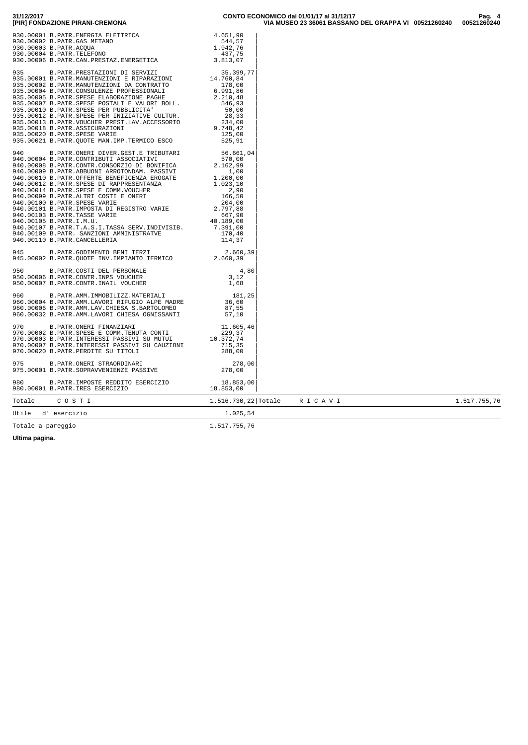| | | | | |
|---|---|---|---|---|
| 930.00001 B.PATR.ENERGIA ELETTRICA | 4.651,90 | | | |
| 930.00002 B.PATR.GAS METANO | 544,57 | | | |
| 930.00003 B.PATR.ACQUA | 1.942,76 | | | |
| 930.00004 B.PATR.TELEFONO | 437,75 | | | |
| 930.00006 B.PATR.CAN.PRESTAZ.ENERGETICA | 3.813,07 | | | |
| 935 B.PATR.PRESTAZIONI DI SERVIZI | | 35.399,77 | | |
| 935.00001 B.PATR.MANUTENZIONI E RIPARAZIONI | 14.760,84 | | | |
| 935.00002 B.PATR.MANUTENZIONI DA CONTRATTO | 178,00 | | | |
| 935.00004 B.PATR.CONSULENZE PROFESSIONALI | 6.991,86 | | | |
| 935.00005 B.PATR.SPESE ELABORAZIONE PAGHE | 2.210,48 | | | |
| 935.00007 B.PATR.SPESE POSTALI E VALORI BOLL. | 546,93 | | | |
| 935.00010 B.PATR.SPESE PER PUBBLICITA' | 50,00 | | | |
| 935.00012 B.PATR.SPESE PER INIZIATIVE CULTUR. | 28,33 | | | |
| 935.00013 B.PATR.VOUCHER PREST.LAV.ACCESSORIO | 234,00 | | | |
| 935.00018 B.PATR.ASSICURAZIONI | 9.748,42 | | | |
| 935.00020 B.PATR.SPESE VARIE | 125,00 | | | |
| 935.00021 B.PATR.QUOTE MAN.IMP.TERMICO ESCO | 525,91 | | | |
| 940 B.PATR.ONERI DIVER.GEST.E TRIBUTARI | | 56.661,04 | | |
| 940.00004 B.PATR.CONTRIBUTI ASSOCIATIVI | 570,00 | | | |
| 940.00008 B.PATR.CONTR.CONSORZIO DI BONIFICA | 2.162,99 | | | |
| 940.00009 B.PATR.ABBUONI ARROTONDAM. PASSIVI | 1,00 | | | |
| 940.00010 B.PATR.OFFERTE BENEFICENZA EROGATE | 1.200,00 | | | |
| 940.00012 B.PATR.SPESE DI RAPPRESENTANZA | 1.023,10 | | | |
| 940.00014 B.PATR.SPESE E COMM.VOUCHER | 2,90 | | | |
| 940.00099 B.PATR.ALTRI COSTI E ONERI | 166,50 | | | |
| 940.00100 B.PATR.SPESE VARIE | 204,00 | | | |
| 940.00101 B.PATR.IMPOSTA DI REGISTRO VARIE | 2.797,88 | | | |
| 940.00103 B.PATR.TASSE VARIE | 667,90 | | | |
| 940.00105 B.PATR.I.M.U. | 40.189,00 | | | |
| 940.00107 B.PATR.T.A.S.I.TASSA SERV.INDIVISIB. | 7.391,00 | | | |
| 940.00109 B.PATR. SANZIONI AMMINISTRATVE | 170,40 | | | |
| 940.00110 B.PATR.CANCELLERIA | 114,37 | | | |
| 945 B.PATR.GODIMENTO BENI TERZI | | 2.660,39 | | |
| 945.00002 B.PATR.QUOTE INV.IMPIANTO TERMICO | 2.660,39 | | | |
| 950 B.PATR.COSTI DEL PERSONALE | | 4,80 | | |
| 950.00006 B.PATR.CONTR.INPS VOUCHER | 3,12 | | | |
| 950.00007 B.PATR.CONTR.INAIL VOUCHER | 1,68 | | | |
| 960 B.PATR.AMM.IMMOBILIZZ.MATERIALI | | 181,25 | | |
| 960.00004 B.PATR.AMM.LAVORI RIFUGIO ALPE MADRE | 36,60 | | | |
| 960.00006 B.PATR.AMM.LAV.CHIESA S.BARTOLOMEO | 87,55 | | | |
| 960.00032 B.PATR.AMM.LAVORI CHIESA OGNISSANTI | 57,10 | | | |
| 970 B.PATR.ONERI FINANZIARI | | 11.605,46 | | |
| 970.00002 B.PATR.SPESE E COMM.TENUTA CONTI | 229,37 | | | |
| 970.00003 B.PATR.INTERESSI PASSIVI SU MUTUI | 10.372,74 | | | |
| 970.00007 B.PATR.INTERESSI PASSIVI SU CAUZIONI | 715,35 | | | |
| 970.00020 B.PATR.PERDITE SU TITOLI | 288,00 | | | |
| 975 B.PATR.ONERI STRAORDINARI | | 278,00 | | |
| 975.00001 B.PATR.SOPRAVVENIENZE PASSIVE | 278,00 | | | |
| 980 B.PATR.IMPOSTE REDDITO ESERCIZIO | | 18.853,00 | | |
| 980.00001 B.PATR.IRES ESERCIZIO | 18.853,00 | | | |
| Totale C O S T I | 1.516.730,22 | | Totale R I C A V I | 1.517.755,76 |
| Utile d' esercizio | 1.025,54 | | | |
| Totale a pareggio | 1.517.755,76 | | | |

**Ultima pagina.**